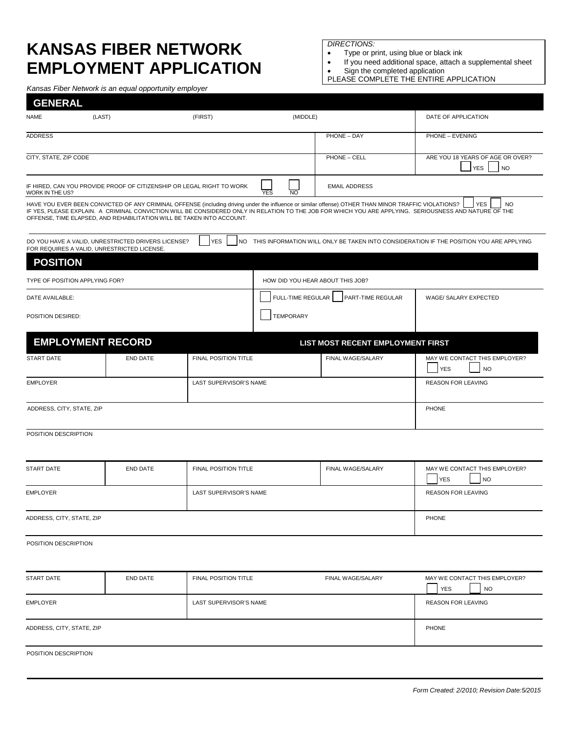# KANSAS FIBER NETWORK EMPLOYMENT APPLICATION

*Kansas Fiber Network is an equal opportunity employer*

*DIRECTIONS:*

- Type or print, using blue or black ink
- If you need additional space, attach a supplemental sheet
- Sign the completed application

PLEASE COMPLETE THE ENTIRE APPLICATION

## GENERAL

| NAME (LAST) | (FIRST) | (MIDDLE) | | DATE OF APPLICATION |
|---|---|---|---|---|
| ADDRESS | | | PHONE – DAY | PHONE – EVENING |
| CITY, STATE, ZIP CODE | | | PHONE – CELL | ARE YOU 18 YEARS OF AGE OR OVER? ☐ YES ☐ NO |
| IF HIRED, CAN YOU PROVIDE PROOF OF CITIZENSHIP OR LEGAL RIGHT TO WORK WORK IN THE US? | | ☐ YES ☐ NO | EMAIL ADDRESS | |

HAVE YOU EVER BEEN CONVICTED OF ANY CRIMINAL OFFENSE (including driving under the influence or similar offense) OTHER THAN MINOR TRAFFIC VIOLATIONS? ☐ YES ☐ NO
IF YES, PLEASE EXPLAIN. A CRIMINAL CONVICTION WILL BE CONSIDERED ONLY IN RELATION TO THE JOB FOR WHICH YOU ARE APPLYING. SERIOUSNESS AND NATURE OF THE OFFENSE, TIME ELAPSED, AND REHABILITATION WILL BE TAKEN INTO ACCOUNT.

DO YOU HAVE A VALID, UNRESTRICTED DRIVERS LICENSE? ☐ YES ☐ NO THIS INFORMATION WILL ONLY BE TAKEN INTO CONSIDERATION IF THE POSITION YOU ARE APPLYING FOR REQUIRES A VALID, UNRESTRICTED LICENSE.

## POSITION

| TYPE OF POSITION APPLYING FOR? | HOW DID YOU HEAR ABOUT THIS JOB? | |
|---|---|---|
| DATE AVAILABLE: | ☐ FULL-TIME REGULAR ☐ PART-TIME REGULAR | WAGE/ SALARY EXPECTED |
| POSITION DESIRED: | ☐ TEMPORARY | |

## EMPLOYMENT RECORD

**LIST MOST RECENT EMPLOYMENT FIRST**

| START DATE | END DATE | FINAL POSITION TITLE | FINAL WAGE/SALARY | MAY WE CONTACT THIS EMPLOYER? ☐ YES ☐ NO |
|---|---|---|---|---|
| EMPLOYER | | LAST SUPERVISOR'S NAME | | REASON FOR LEAVING |
| ADDRESS, CITY, STATE, ZIP | | | | PHONE |
| POSITION DESCRIPTION | | | | |

| START DATE | END DATE | FINAL POSITION TITLE | FINAL WAGE/SALARY | MAY WE CONTACT THIS EMPLOYER? ☐ YES ☐ NO |
|---|---|---|---|---|
| EMPLOYER | | LAST SUPERVISOR'S NAME | | REASON FOR LEAVING |
| ADDRESS, CITY, STATE, ZIP | | | | PHONE |
| POSITION DESCRIPTION | | | | |

| START DATE | END DATE | FINAL POSITION TITLE | FINAL WAGE/SALARY | MAY WE CONTACT THIS EMPLOYER? ☐ YES ☐ NO |
|---|---|---|---|---|
| EMPLOYER | | LAST SUPERVISOR'S NAME | | REASON FOR LEAVING |
| ADDRESS, CITY, STATE, ZIP | | | | PHONE |
| POSITION DESCRIPTION | | | | |

*Form Created: 2/2010; Revision Date:5/2015*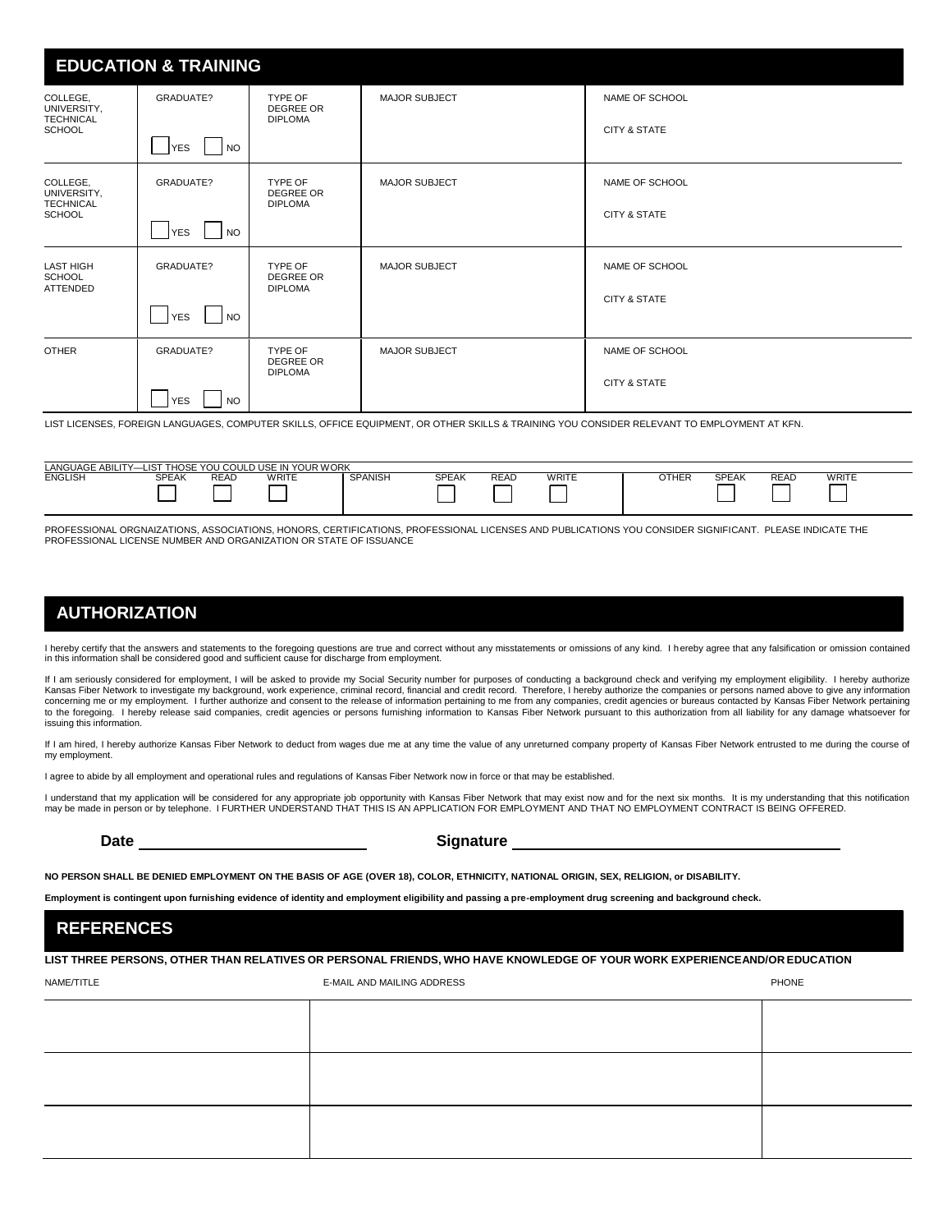## EDUCATION & TRAINING

| | | | | |
|---|---|---|---|---|
| COLLEGE, UNIVERSITY, TECHNICAL SCHOOL | GRADUATE? ☐ YES ☐ NO | TYPE OF DEGREE OR DIPLOMA | MAJOR SUBJECT | NAME OF SCHOOL<br>CITY & STATE |
| COLLEGE, UNIVERSITY, TECHNICAL SCHOOL | GRADUATE? ☐ YES ☐ NO | TYPE OF DEGREE OR DIPLOMA | MAJOR SUBJECT | NAME OF SCHOOL<br>CITY & STATE |
| LAST HIGH SCHOOL ATTENDED | GRADUATE? ☐ YES ☐ NO | TYPE OF DEGREE OR DIPLOMA | MAJOR SUBJECT | NAME OF SCHOOL<br>CITY & STATE |
| OTHER | GRADUATE? ☐ YES ☐ NO | TYPE OF DEGREE OR DIPLOMA | MAJOR SUBJECT | NAME OF SCHOOL<br>CITY & STATE |

LIST LICENSES, FOREIGN LANGUAGES, COMPUTER SKILLS, OFFICE EQUIPMENT, OR OTHER SKILLS & TRAINING YOU CONSIDER RELEVANT TO EMPLOYMENT AT KFN.

LANGUAGE ABILITY—LIST THOSE YOU COULD USE IN YOUR WORK

| ENGLISH | SPEAK | READ | WRITE | SPANISH | SPEAK | READ | WRITE | OTHER | SPEAK | READ | WRITE |
|---|---|---|---|---|---|---|---|---|---|---|---|
| | ☐ | ☐ | ☐ | | ☐ | ☐ | ☐ | | ☐ | ☐ | ☐ |

PROFESSIONAL ORGNAIZATIONS, ASSOCIATIONS, HONORS, CERTIFICATIONS, PROFESSIONAL LICENSES AND PUBLICATIONS YOU CONSIDER SIGNIFICANT. PLEASE INDICATE THE PROFESSIONAL LICENSE NUMBER AND ORGANIZATION OR STATE OF ISSUANCE

## AUTHORIZATION

I hereby certify that the answers and statements to the foregoing questions are true and correct without any misstatements or omissions of any kind. I hereby agree that any falsification or omission contained in this information shall be considered good and sufficient cause for discharge from employment.

If I am seriously considered for employment, I will be asked to provide my Social Security number for purposes of conducting a background check and verifying my employment eligibility. I hereby authorize Kansas Fiber Network to investigate my background, work experience, criminal record, financial and credit record. Therefore, I hereby authorize the companies or persons named above to give any information concerning me or my employment. I further authorize and consent to the release of information pertaining to me from any companies, credit agencies or bureaus contacted by Kansas Fiber Network pertaining to the foregoing. I hereby release said companies, credit agencies or persons furnishing information to Kansas Fiber Network pursuant to this authorization from all liability for any damage whatsoever for issuing this information.

If I am hired, I hereby authorize Kansas Fiber Network to deduct from wages due me at any time the value of any unreturned company property of Kansas Fiber Network entrusted to me during the course of my employment.

I agree to abide by all employment and operational rules and regulations of Kansas Fiber Network now in force or that may be established.

I understand that my application will be considered for any appropriate job opportunity with Kansas Fiber Network that may exist now and for the next six months. It is my understanding that this notification may be made in person or by telephone. I FURTHER UNDERSTAND THAT THIS IS AN APPLICATION FOR EMPLOYMENT AND THAT NO EMPLOYMENT CONTRACT IS BEING OFFERED.

**Date** ______________________ **Signature** ______________________________

**NO PERSON SHALL BE DENIED EMPLOYMENT ON THE BASIS OF AGE (OVER 18), COLOR, ETHNICITY, NATIONAL ORIGIN, SEX, RELIGION, or DISABILITY.**

**Employment is contingent upon furnishing evidence of identity and employment eligibility and passing a pre-employment drug screening and background check.**

## REFERENCES

**LIST THREE PERSONS, OTHER THAN RELATIVES OR PERSONAL FRIENDS, WHO HAVE KNOWLEDGE OF YOUR WORK EXPERIENCE AND/OR EDUCATION**

| NAME/TITLE | E-MAIL AND MAILING ADDRESS | PHONE |
|---|---|---|
| | | |
| | | |
| | | |